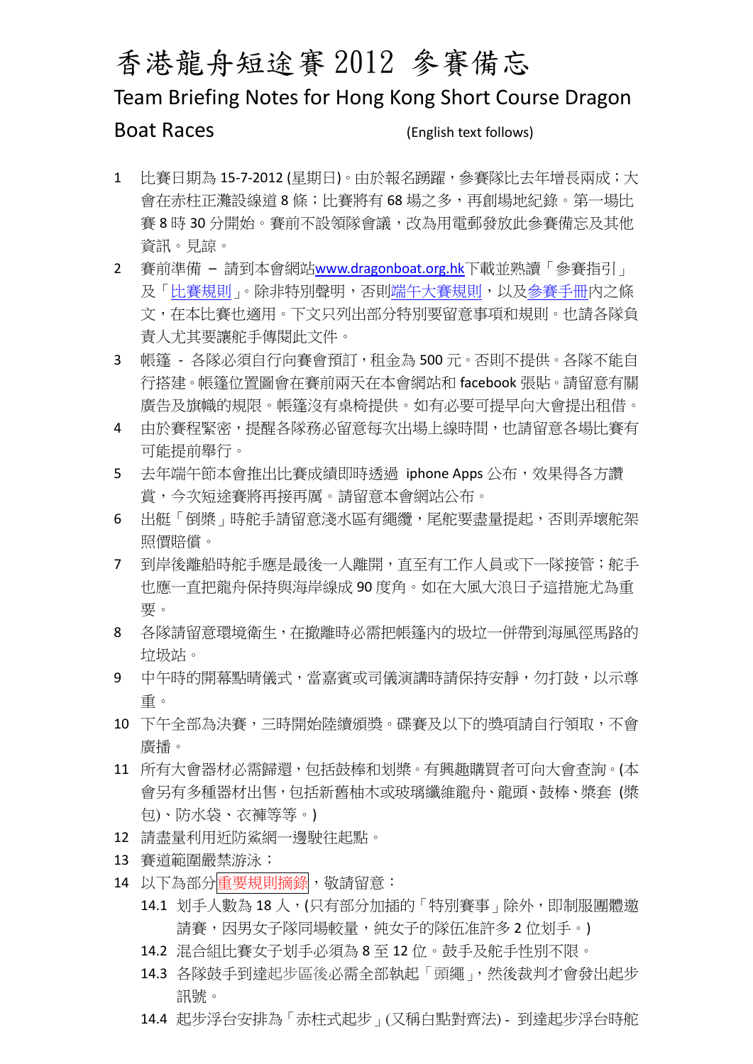# 香港龍舟短途賽 2012 參賽備忘

## Team Briefing Notes for Hong Kong Short Course Dragon Boat Races

(English text follows)

1 比賽日期為 15-7-2012 (星期日)。由於報名踴躍，參賽隊比去年增長兩成；大會在赤柱正灘設線道 8 條；比賽將有 68 場之多，再創場地紀錄。第一場比賽 8 時 30 分開始。賽前不設領隊會議，改為用電郵發放此參賽備忘及其他資訊。見諒。

2 賽前準備 – 請到本會網站www.dragonboat.org.hk下載並熟讀「參賽指引」及「比賽規則」。除非特別聲明，否則端午大賽規則，以及參賽手冊內之條文，在本比賽也適用。下文只列出部分特別要留意事項和規則。也請各隊負責人尤其要讓舵手傳閱此文件。

3 帳篷 - 各隊必須自行向賽會預訂，租金為 500 元。否則不提供。各隊不能自行搭建。帳篷位置圖會在賽前兩天在本會網站和 facebook 張貼。請留意有關廣告及旗幟的規限。帳篷沒有桌椅提供。如有必要可提早向大會提出租借。

4 由於賽程緊密，提醒各隊務必留意每次出場上線時間，也請留意各場比賽有可能提前舉行。

5 去年端午節本會推出比賽成績即時透過 iphone Apps 公布，效果得各方讚賞，今次短途賽將再接再厲。請留意本會網站公布。

6 出艇「倒槳」時舵手請留意淺水區有繩纜，尾舵要盡量提起，否則弄壞舵架照價賠償。

7 到岸後離船時舵手應是最後一人離開，直至有工作人員或下一隊接管；舵手也應一直把龍舟保持與海岸線成 90 度角。如在大風大浪日子這措施尤為重要。

8 各隊請留意環境衛生，在撤離時必需把帳篷內的圾垃一併帶到海風徑馬路的垃圾站。

9 中午時的開幕點睛儀式，當嘉賓或司儀演講時請保持安靜，勿打鼓，以示尊重。

10 下午全部為決賽，三時開始陸續頒獎。碟賽及以下的獎項請自行領取，不會廣播。

11 所有大會器材必需歸還，包括鼓棒和划槳。有興趣購買者可向大會查詢。(本會另有多種器材出售，包括新舊柚木或玻璃纖維龍舟、龍頭、鼓棒、槳套 (槳包)、防水袋、衣褲等等。)

12 請盡量利用近防鯊網一邊駛往起點。

13 賽道範圍嚴禁游泳；

14 以下為部分重要規則摘錄，敬請留意：

  14.1 划手人數為 18 人，(只有部分加插的「特別賽事」除外，即制服團體邀請賽，因男女子隊同場較量，純女子的隊伍准許多 2 位划手。)

  14.2 混合組比賽女子划手必須為 8 至 12 位。鼓手及舵手性別不限。

  14.3 各隊鼓手到達起步區後必需全部執起「頭繩」，然後裁判才會發出起步訊號。

  14.4 起步浮台安排為「赤柱式起步」(又稱白點對齊法) - 到達起步浮台時舵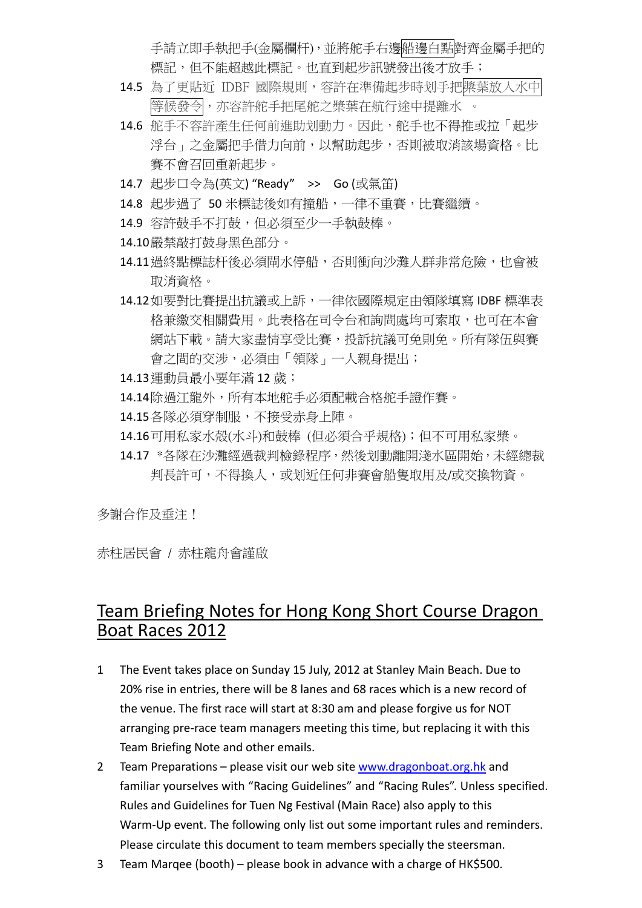手請立即手執把手(金屬欄杆)，並將舵手右邊船邊白點對齊金屬手把的標記，但不能超越此標記。也直到起步訊號發出後才放手；

14.5 為了更貼近 IDBF 國際規則，容許在準備起步時划手把槳葉放入水中等候發令，亦容許舵手把尾舵之槳葉在航行途中提離水 。

14.6 舵手不容許產生任何前進助划動力。因此，舵手也不得推或拉「起步浮台」之金屬把手借力向前，以幫助起步，否則被取消該場資格。比賽不會召回重新起步。

14.7 起步口令為(英文) “Ready” >> Go (或氣笛)

14.8 起步過了 50 米標誌後如有撞船，一律不重賽，比賽繼續。

14.9 容許鼓手不打鼓，但必須至少一手執鼓棒。

14.10 嚴禁敲打鼓身黑色部分。

14.11 過終點標誌杆後必須鬧水停船，否則衝向沙灘人群非常危險，也會被取消資格。

14.12 如要對比賽提出抗議或上訴，一律依國際規定由領隊填寫 IDBF 標準表格兼繳交相關費用。此表格在司令台和詢問處均可索取，也可在本會網站下載。請大家盡情享受比賽，投訴抗議可免則免。所有隊伍與賽會之間的交涉，必須由「領隊」一人親身提出；

14.13 運動員最小要年滿 12 歲；

14.14 除過江龍外，所有本地舵手必須配載合格舵手證作賽。

14.15 各隊必須穿制服，不接受赤身上陣。

14.16 可用私家水殼(水斗)和鼓棒 (但必須合乎規格)；但不可用私家槳。

14.17 *各隊在沙灘經過裁判檢錄程序，然後划動離開淺水區開始，未經總裁判長許可，不得換人，或划近任何非賽會船隻取用及/或交換物資。

多謝合作及垂注！

赤柱居民會 / 赤柱龍舟會謹啟

## Team Briefing Notes for Hong Kong Short Course Dragon Boat Races 2012

1. The Event takes place on Sunday 15 July, 2012 at Stanley Main Beach. Due to 20% rise in entries, there will be 8 lanes and 68 races which is a new record of the venue. The first race will start at 8:30 am and please forgive us for NOT arranging pre-race team managers meeting this time, but replacing it with this Team Briefing Note and other emails.
2. Team Preparations – please visit our web site www.dragonboat.org.hk and familiar yourselves with “Racing Guidelines” and “Racing Rules”. Unless specified. Rules and Guidelines for Tuen Ng Festival (Main Race) also apply to this Warm-Up event. The following only list out some important rules and reminders. Please circulate this document to team members specially the steersman.
3. Team Marqee (booth) – please book in advance with a charge of HK$500.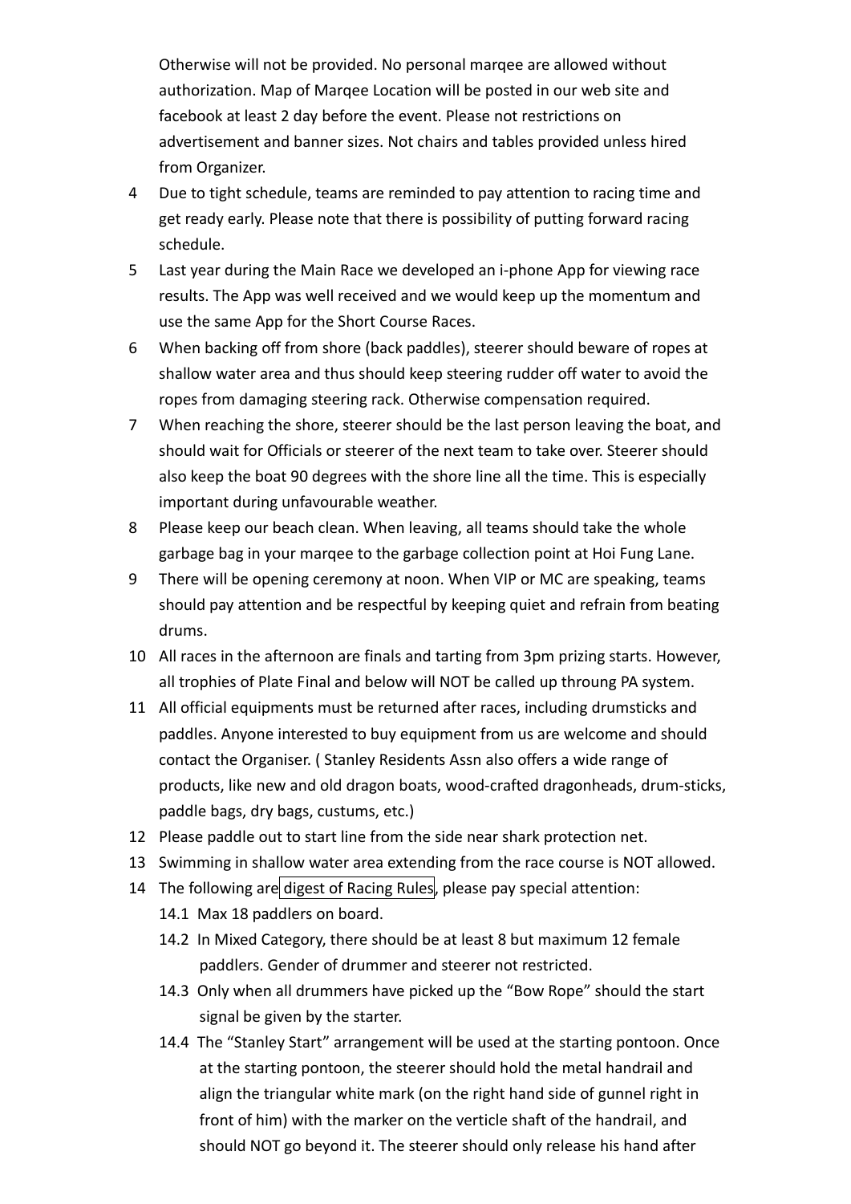Otherwise will not be provided. No personal marqee are allowed without authorization. Map of Marqee Location will be posted in our web site and facebook at least 2 day before the event. Please not restrictions on advertisement and banner sizes. Not chairs and tables provided unless hired from Organizer.

4. Due to tight schedule, teams are reminded to pay attention to racing time and get ready early. Please note that there is possibility of putting forward racing schedule.
5. Last year during the Main Race we developed an i-phone App for viewing race results. The App was well received and we would keep up the momentum and use the same App for the Short Course Races.
6. When backing off from shore (back paddles), steerer should beware of ropes at shallow water area and thus should keep steering rudder off water to avoid the ropes from damaging steering rack. Otherwise compensation required.
7. When reaching the shore, steerer should be the last person leaving the boat, and should wait for Officials or steerer of the next team to take over. Steerer should also keep the boat 90 degrees with the shore line all the time. This is especially important during unfavourable weather.
8. Please keep our beach clean. When leaving, all teams should take the whole garbage bag in your marqee to the garbage collection point at Hoi Fung Lane.
9. There will be opening ceremony at noon. When VIP or MC are speaking, teams should pay attention and be respectful by keeping quiet and refrain from beating drums.
10. All races in the afternoon are finals and tarting from 3pm prizing starts. However, all trophies of Plate Final and below will NOT be called up throung PA system.
11. All official equipments must be returned after races, including drumsticks and paddles. Anyone interested to buy equipment from us are welcome and should contact the Organiser. ( Stanley Residents Assn also offers a wide range of products, like new and old dragon boats, wood-crafted dragonheads, drum-sticks, paddle bags, dry bags, custums, etc.)
12. Please paddle out to start line from the side near shark protection net.
13. Swimming in shallow water area extending from the race course is NOT allowed.
14. The following are digest of Racing Rules, please pay special attention:
    - 14.1 Max 18 paddlers on board.
    - 14.2 In Mixed Category, there should be at least 8 but maximum 12 female paddlers. Gender of drummer and steerer not restricted.
    - 14.3 Only when all drummers have picked up the "Bow Rope" should the start signal be given by the starter.
    - 14.4 The "Stanley Start" arrangement will be used at the starting pontoon. Once at the starting pontoon, the steerer should hold the metal handrail and align the triangular white mark (on the right hand side of gunnel right in front of him) with the marker on the verticle shaft of the handrail, and should NOT go beyond it. The steerer should only release his hand after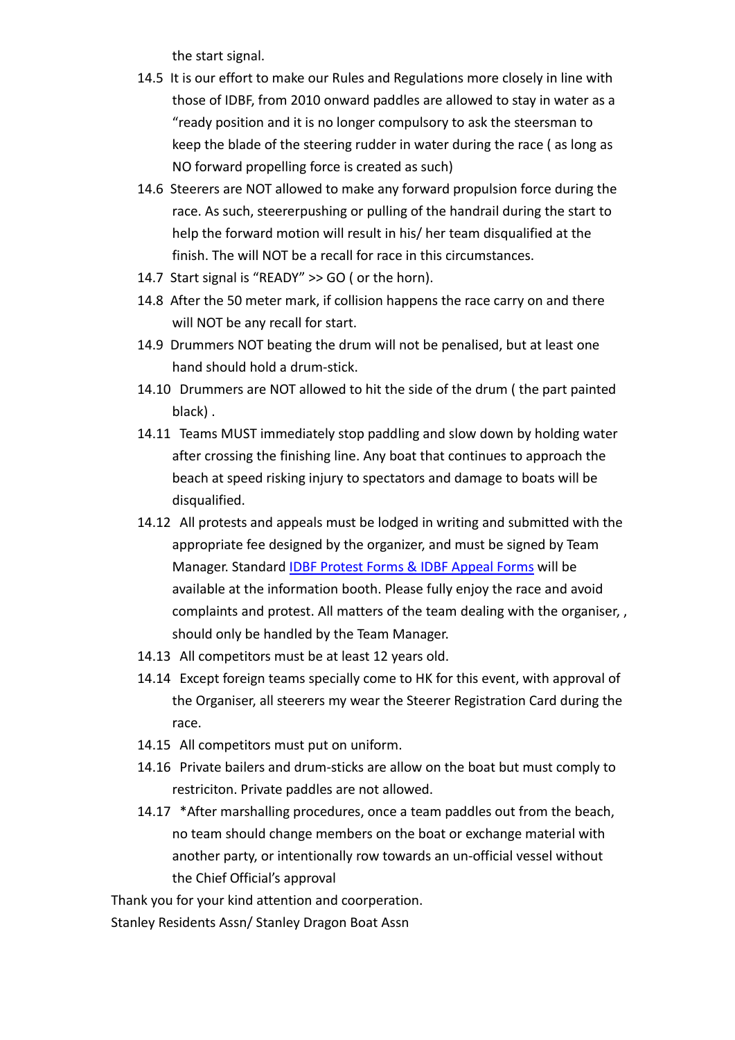the start signal.

14.5 It is our effort to make our Rules and Regulations more closely in line with those of IDBF, from 2010 onward paddles are allowed to stay in water as a "ready position and it is no longer compulsory to ask the steersman to keep the blade of the steering rudder in water during the race ( as long as NO forward propelling force is created as such)

14.6 Steerers are NOT allowed to make any forward propulsion force during the race. As such, steererpushing or pulling of the handrail during the start to help the forward motion will result in his/ her team disqualified at the finish. The will NOT be a recall for race in this circumstances.

14.7 Start signal is "READY" >> GO ( or the horn).

14.8 After the 50 meter mark, if collision happens the race carry on and there will NOT be any recall for start.

14.9 Drummers NOT beating the drum will not be penalised, but at least one hand should hold a drum-stick.

14.10 Drummers are NOT allowed to hit the side of the drum ( the part painted black) .

14.11 Teams MUST immediately stop paddling and slow down by holding water after crossing the finishing line. Any boat that continues to approach the beach at speed risking injury to spectators and damage to boats will be disqualified.

14.12 All protests and appeals must be lodged in writing and submitted with the appropriate fee designed by the organizer, and must be signed by Team Manager. Standard [IDBF Protest Forms & IDBF Appeal Forms] will be available at the information booth. Please fully enjoy the race and avoid complaints and protest. All matters of the team dealing with the organiser, , should only be handled by the Team Manager.

14.13 All competitors must be at least 12 years old.

14.14 Except foreign teams specially come to HK for this event, with approval of the Organiser, all steerers my wear the Steerer Registration Card during the race.

14.15 All competitors must put on uniform.

14.16 Private bailers and drum-sticks are allow on the boat but must comply to restriciton. Private paddles are not allowed.

14.17 *After marshalling procedures, once a team paddles out from the beach, no team should change members on the boat or exchange material with another party, or intentionally row towards an un-official vessel without the Chief Official's approval

Thank you for your kind attention and coorperation.

Stanley Residents Assn/ Stanley Dragon Boat Assn